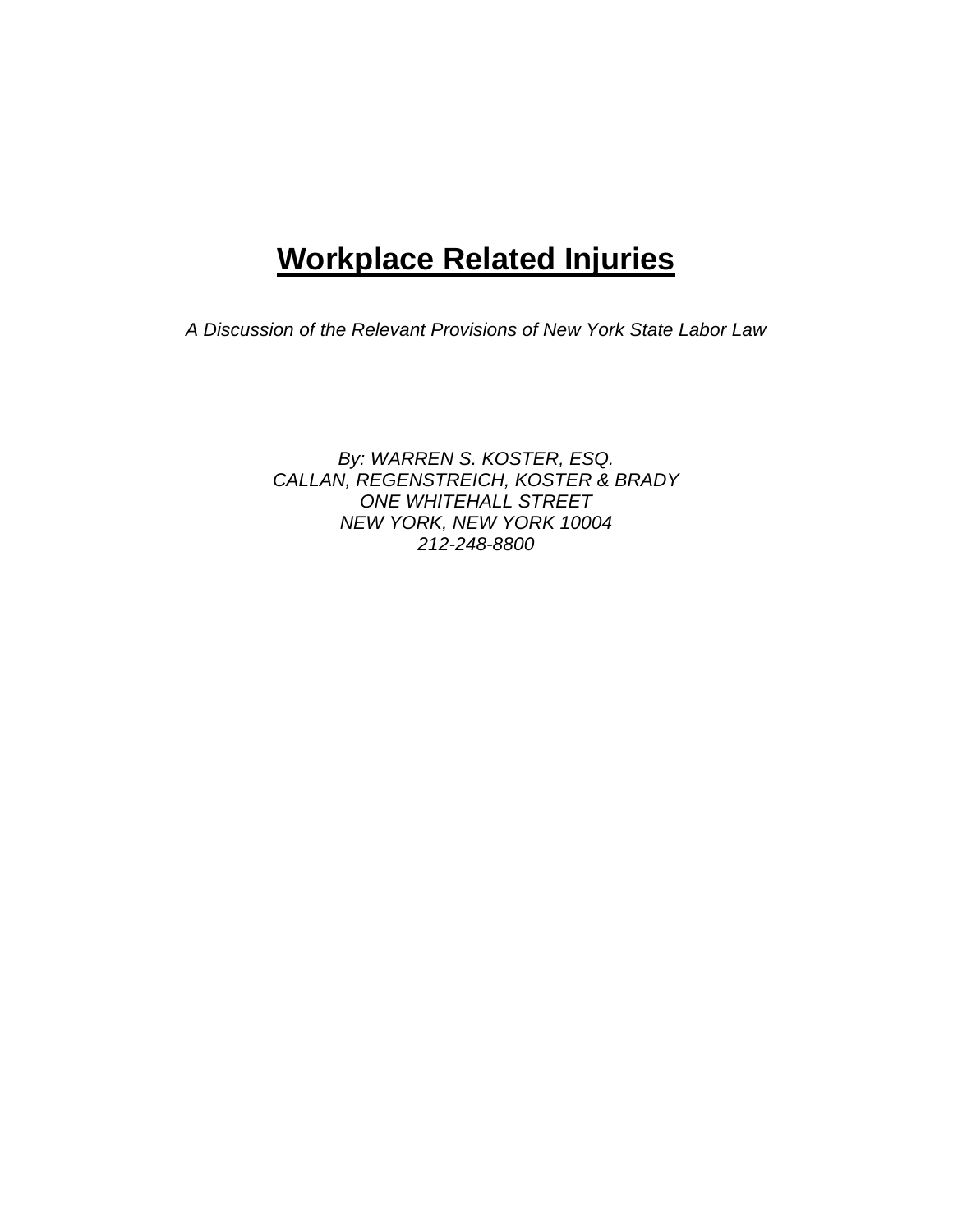# **Workplace Related Injuries**

*A Discussion of the Relevant Provisions of New York State Labor Law*

*By: WARREN S. KOSTER, ESQ.*
*CALLAN, REGENSTREICH, KOSTER & BRADY*
*ONE WHITEHALL STREET*
*NEW YORK, NEW YORK 10004*
*212-248-8800*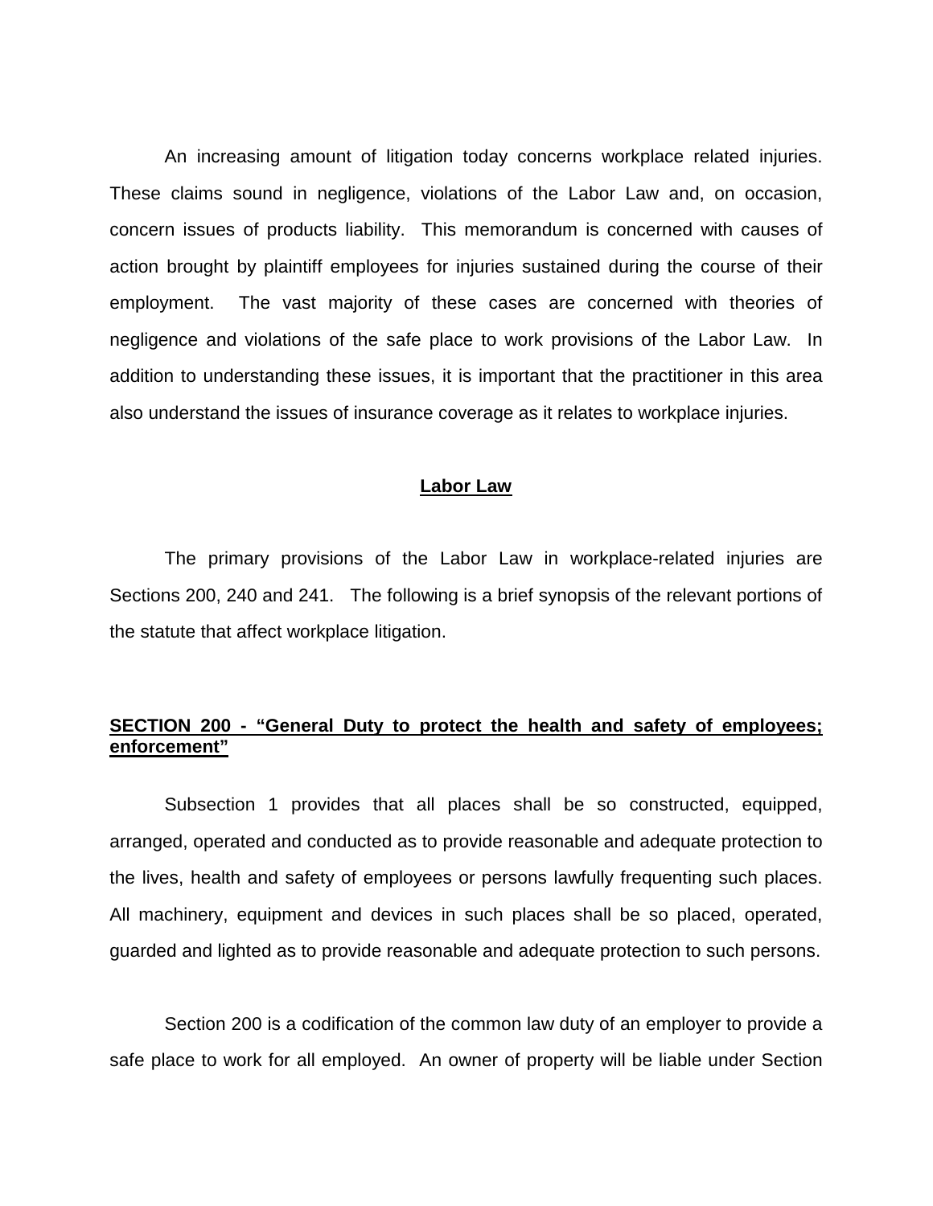An increasing amount of litigation today concerns workplace related injuries. These claims sound in negligence, violations of the Labor Law and, on occasion, concern issues of products liability. This memorandum is concerned with causes of action brought by plaintiff employees for injuries sustained during the course of their employment. The vast majority of these cases are concerned with theories of negligence and violations of the safe place to work provisions of the Labor Law. In addition to understanding these issues, it is important that the practitioner in this area also understand the issues of insurance coverage as it relates to workplace injuries.

## Labor Law

The primary provisions of the Labor Law in workplace-related injuries are Sections 200, 240 and 241. The following is a brief synopsis of the relevant portions of the statute that affect workplace litigation.

### SECTION 200 - "General Duty to protect the health and safety of employees; enforcement"

Subsection 1 provides that all places shall be so constructed, equipped, arranged, operated and conducted as to provide reasonable and adequate protection to the lives, health and safety of employees or persons lawfully frequenting such places. All machinery, equipment and devices in such places shall be so placed, operated, guarded and lighted as to provide reasonable and adequate protection to such persons.

Section 200 is a codification of the common law duty of an employer to provide a safe place to work for all employed. An owner of property will be liable under Section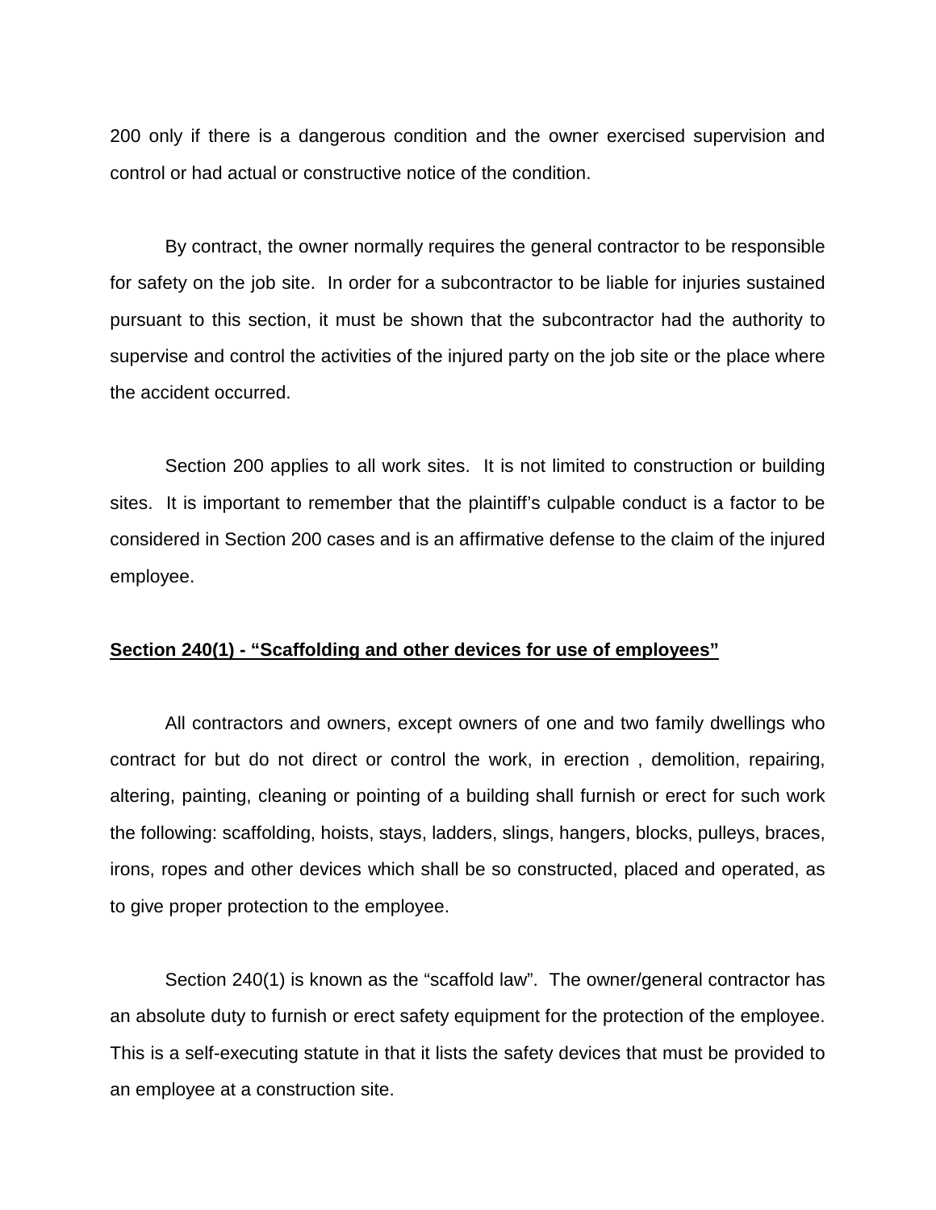200 only if there is a dangerous condition and the owner exercised supervision and control or had actual or constructive notice of the condition.

By contract, the owner normally requires the general contractor to be responsible for safety on the job site. In order for a subcontractor to be liable for injuries sustained pursuant to this section, it must be shown that the subcontractor had the authority to supervise and control the activities of the injured party on the job site or the place where the accident occurred.

Section 200 applies to all work sites. It is not limited to construction or building sites. It is important to remember that the plaintiff's culpable conduct is a factor to be considered in Section 200 cases and is an affirmative defense to the claim of the injured employee.

**Section 240(1) - "Scaffolding and other devices for use of employees"**

All contractors and owners, except owners of one and two family dwellings who contract for but do not direct or control the work, in erection , demolition, repairing, altering, painting, cleaning or pointing of a building shall furnish or erect for such work the following: scaffolding, hoists, stays, ladders, slings, hangers, blocks, pulleys, braces, irons, ropes and other devices which shall be so constructed, placed and operated, as to give proper protection to the employee.

Section 240(1) is known as the "scaffold law". The owner/general contractor has an absolute duty to furnish or erect safety equipment for the protection of the employee. This is a self-executing statute in that it lists the safety devices that must be provided to an employee at a construction site.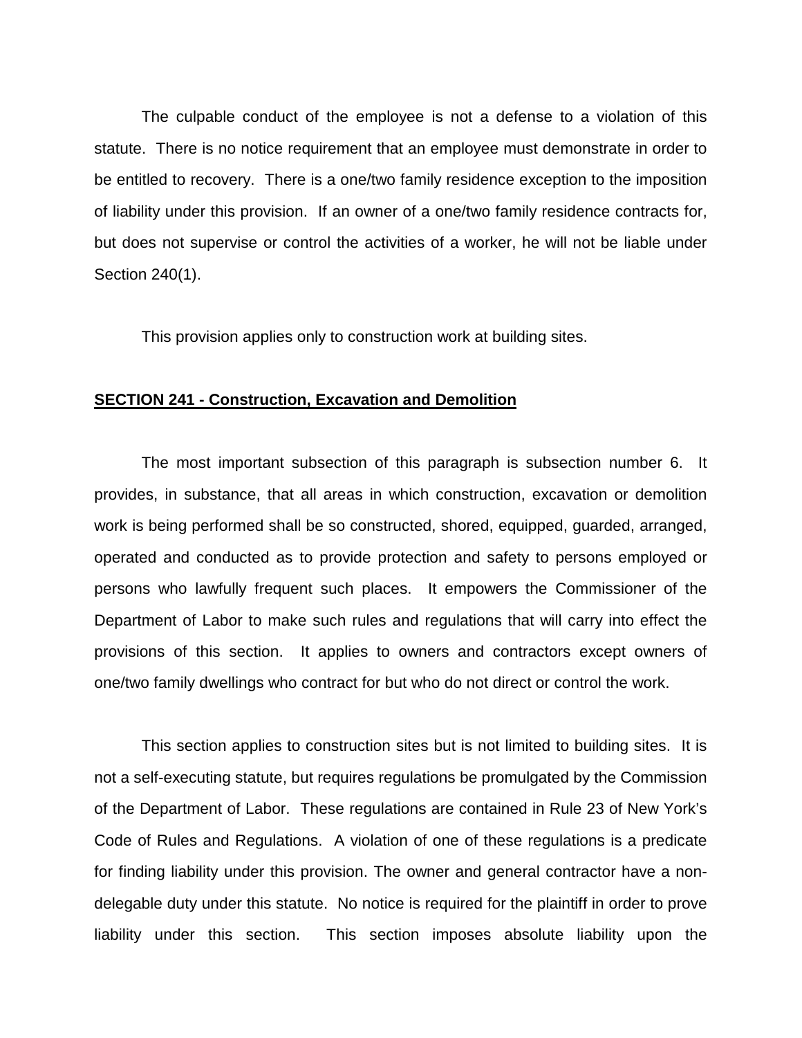The culpable conduct of the employee is not a defense to a violation of this statute. There is no notice requirement that an employee must demonstrate in order to be entitled to recovery. There is a one/two family residence exception to the imposition of liability under this provision. If an owner of a one/two family residence contracts for, but does not supervise or control the activities of a worker, he will not be liable under Section 240(1).

This provision applies only to construction work at building sites.

**SECTION 241 - Construction, Excavation and Demolition**

The most important subsection of this paragraph is subsection number 6. It provides, in substance, that all areas in which construction, excavation or demolition work is being performed shall be so constructed, shored, equipped, guarded, arranged, operated and conducted as to provide protection and safety to persons employed or persons who lawfully frequent such places. It empowers the Commissioner of the Department of Labor to make such rules and regulations that will carry into effect the provisions of this section. It applies to owners and contractors except owners of one/two family dwellings who contract for but who do not direct or control the work.

This section applies to construction sites but is not limited to building sites. It is not a self-executing statute, but requires regulations be promulgated by the Commission of the Department of Labor. These regulations are contained in Rule 23 of New York's Code of Rules and Regulations. A violation of one of these regulations is a predicate for finding liability under this provision. The owner and general contractor have a non-delegable duty under this statute. No notice is required for the plaintiff in order to prove liability under this section. This section imposes absolute liability upon the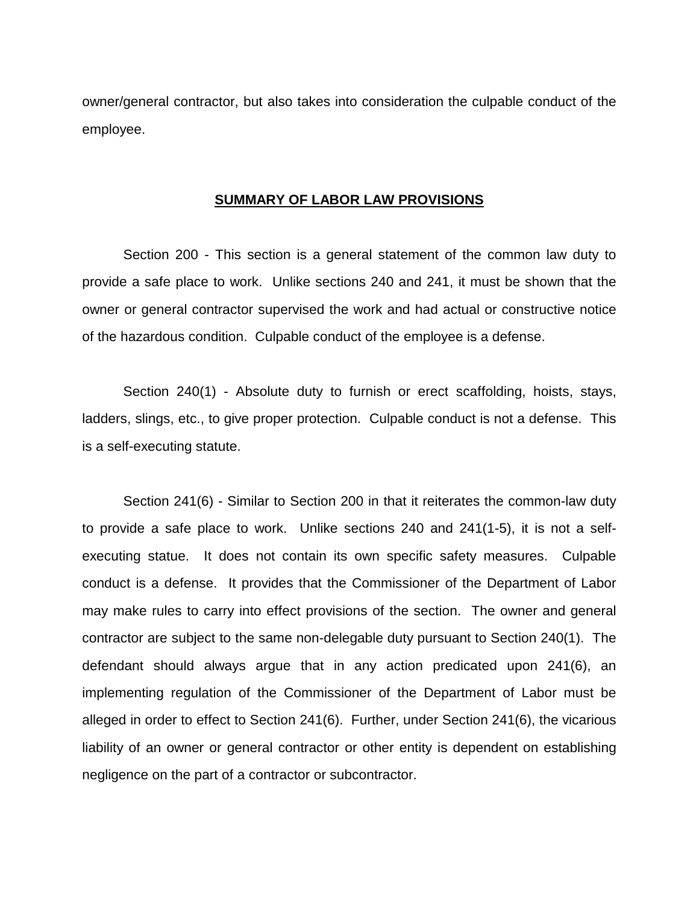owner/general contractor, but also takes into consideration the culpable conduct of the employee.

## **SUMMARY OF LABOR LAW PROVISIONS**

Section 200 - This section is a general statement of the common law duty to provide a safe place to work. Unlike sections 240 and 241, it must be shown that the owner or general contractor supervised the work and had actual or constructive notice of the hazardous condition. Culpable conduct of the employee is a defense.

Section 240(1) - Absolute duty to furnish or erect scaffolding, hoists, stays, ladders, slings, etc., to give proper protection. Culpable conduct is not a defense. This is a self-executing statute.

Section 241(6) - Similar to Section 200 in that it reiterates the common-law duty to provide a safe place to work. Unlike sections 240 and 241(1-5), it is not a self-executing statue. It does not contain its own specific safety measures. Culpable conduct is a defense. It provides that the Commissioner of the Department of Labor may make rules to carry into effect provisions of the section. The owner and general contractor are subject to the same non-delegable duty pursuant to Section 240(1). The defendant should always argue that in any action predicated upon 241(6), an implementing regulation of the Commissioner of the Department of Labor must be alleged in order to effect to Section 241(6). Further, under Section 241(6), the vicarious liability of an owner or general contractor or other entity is dependent on establishing negligence on the part of a contractor or subcontractor.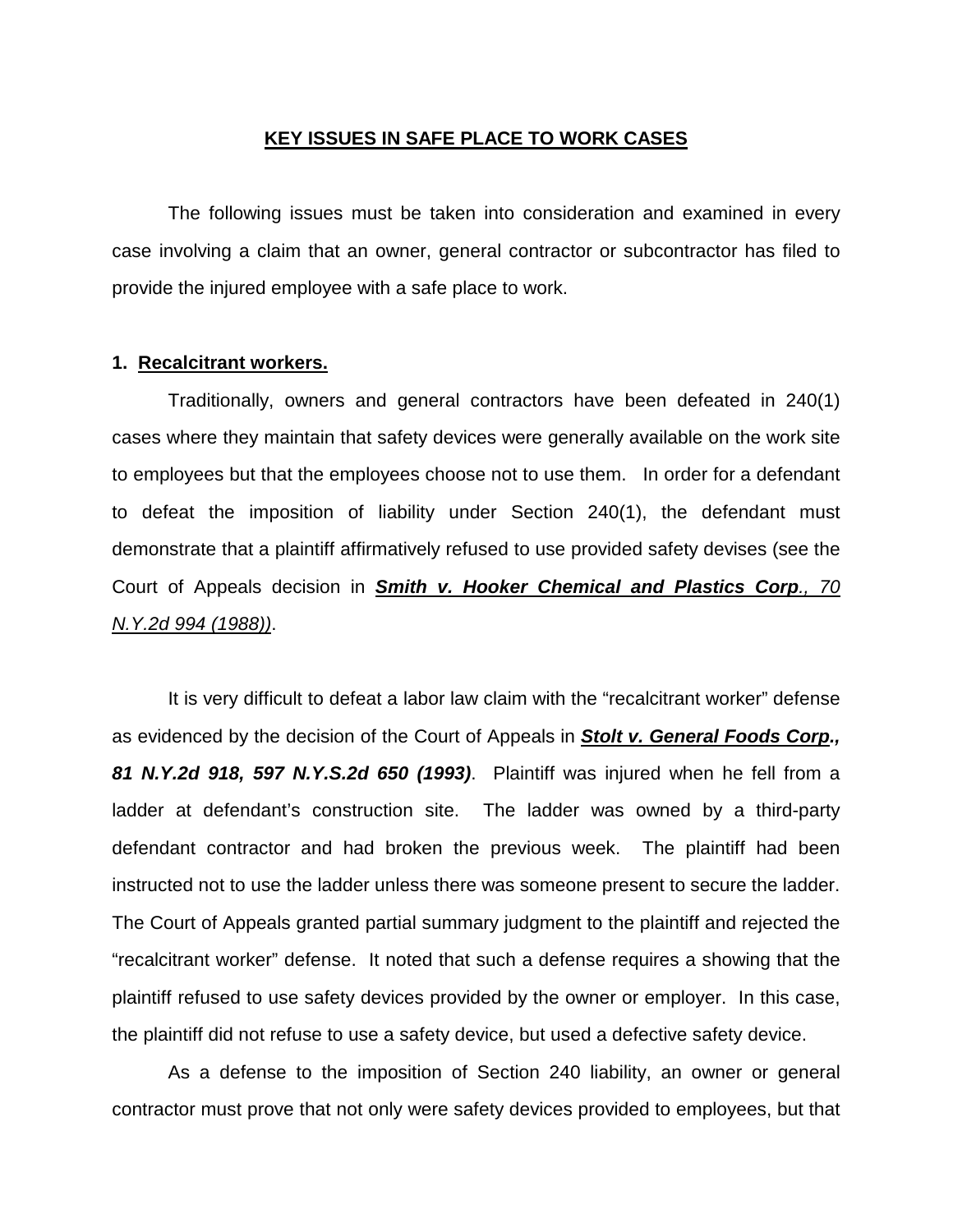# KEY ISSUES IN SAFE PLACE TO WORK CASES

The following issues must be taken into consideration and examined in every case involving a claim that an owner, general contractor or subcontractor has filed to provide the injured employee with a safe place to work.

**1. Recalcitrant workers.**

Traditionally, owners and general contractors have been defeated in 240(1) cases where they maintain that safety devices were generally available on the work site to employees but that the employees choose not to use them. In order for a defendant to defeat the imposition of liability under Section 240(1), the defendant must demonstrate that a plaintiff affirmatively refused to use provided safety devises (see the Court of Appeals decision in ***Smith v. Hooker Chemical and Plastics Corp**., 70 N.Y.2d 994 (1988))*.

It is very difficult to defeat a labor law claim with the "recalcitrant worker" defense as evidenced by the decision of the Court of Appeals in ***Stolt v. General Foods Corp., 81 N.Y.2d 918, 597 N.Y.S.2d 650 (1993)***. Plaintiff was injured when he fell from a ladder at defendant's construction site. The ladder was owned by a third-party defendant contractor and had broken the previous week. The plaintiff had been instructed not to use the ladder unless there was someone present to secure the ladder. The Court of Appeals granted partial summary judgment to the plaintiff and rejected the "recalcitrant worker" defense. It noted that such a defense requires a showing that the plaintiff refused to use safety devices provided by the owner or employer. In this case, the plaintiff did not refuse to use a safety device, but used a defective safety device.

As a defense to the imposition of Section 240 liability, an owner or general contractor must prove that not only were safety devices provided to employees, but that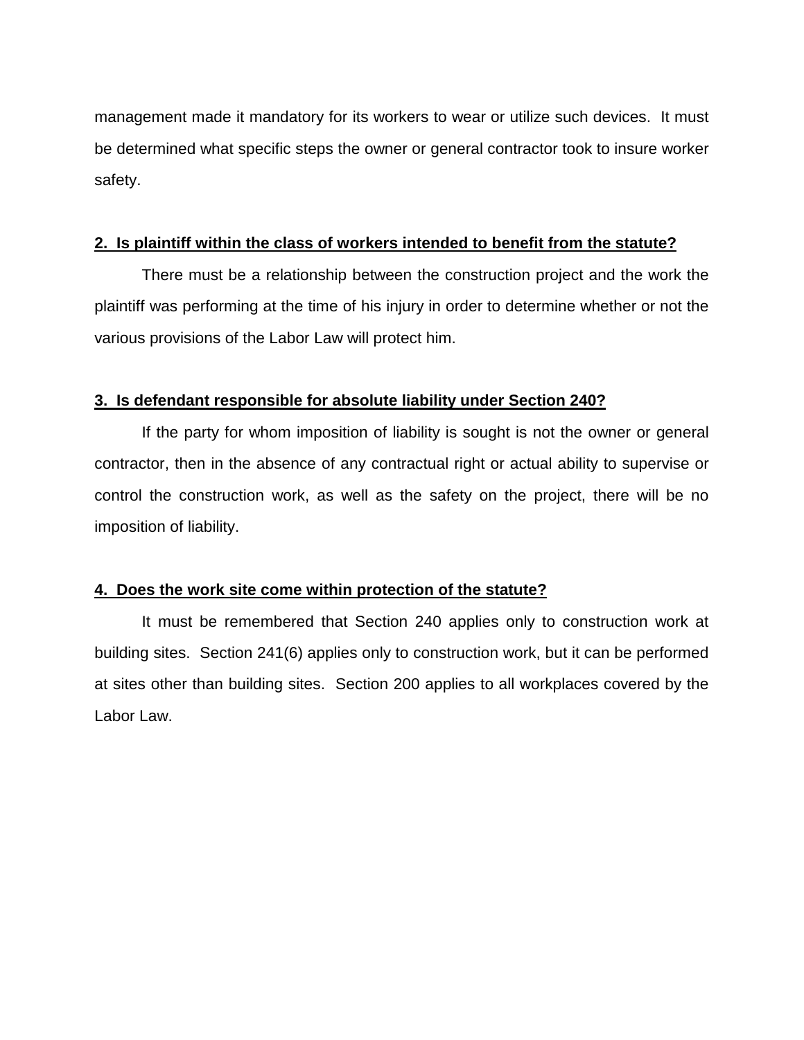management made it mandatory for its workers to wear or utilize such devices. It must be determined what specific steps the owner or general contractor took to insure worker safety.

**2. Is plaintiff within the class of workers intended to benefit from the statute?**

There must be a relationship between the construction project and the work the plaintiff was performing at the time of his injury in order to determine whether or not the various provisions of the Labor Law will protect him.

**3. Is defendant responsible for absolute liability under Section 240?**

If the party for whom imposition of liability is sought is not the owner or general contractor, then in the absence of any contractual right or actual ability to supervise or control the construction work, as well as the safety on the project, there will be no imposition of liability.

**4. Does the work site come within protection of the statute?**

It must be remembered that Section 240 applies only to construction work at building sites. Section 241(6) applies only to construction work, but it can be performed at sites other than building sites. Section 200 applies to all workplaces covered by the Labor Law.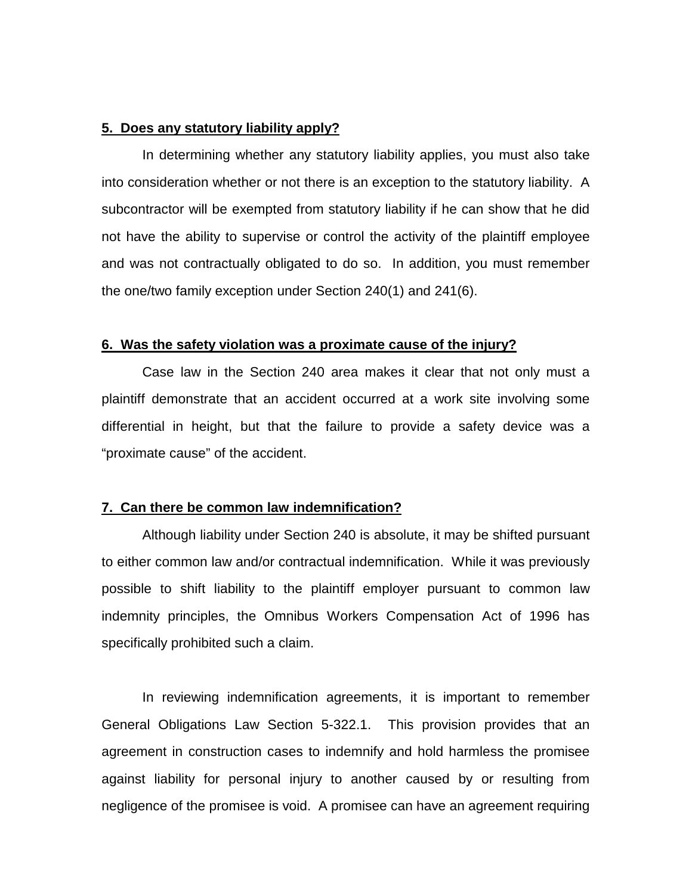**5. Does any statutory liability apply?**

In determining whether any statutory liability applies, you must also take into consideration whether or not there is an exception to the statutory liability. A subcontractor will be exempted from statutory liability if he can show that he did not have the ability to supervise or control the activity of the plaintiff employee and was not contractually obligated to do so. In addition, you must remember the one/two family exception under Section 240(1) and 241(6).

**6. Was the safety violation was a proximate cause of the injury?**

Case law in the Section 240 area makes it clear that not only must a plaintiff demonstrate that an accident occurred at a work site involving some differential in height, but that the failure to provide a safety device was a "proximate cause" of the accident.

**7. Can there be common law indemnification?**

Although liability under Section 240 is absolute, it may be shifted pursuant to either common law and/or contractual indemnification. While it was previously possible to shift liability to the plaintiff employer pursuant to common law indemnity principles, the Omnibus Workers Compensation Act of 1996 has specifically prohibited such a claim.

In reviewing indemnification agreements, it is important to remember General Obligations Law Section 5-322.1. This provision provides that an agreement in construction cases to indemnify and hold harmless the promisee against liability for personal injury to another caused by or resulting from negligence of the promisee is void. A promisee can have an agreement requiring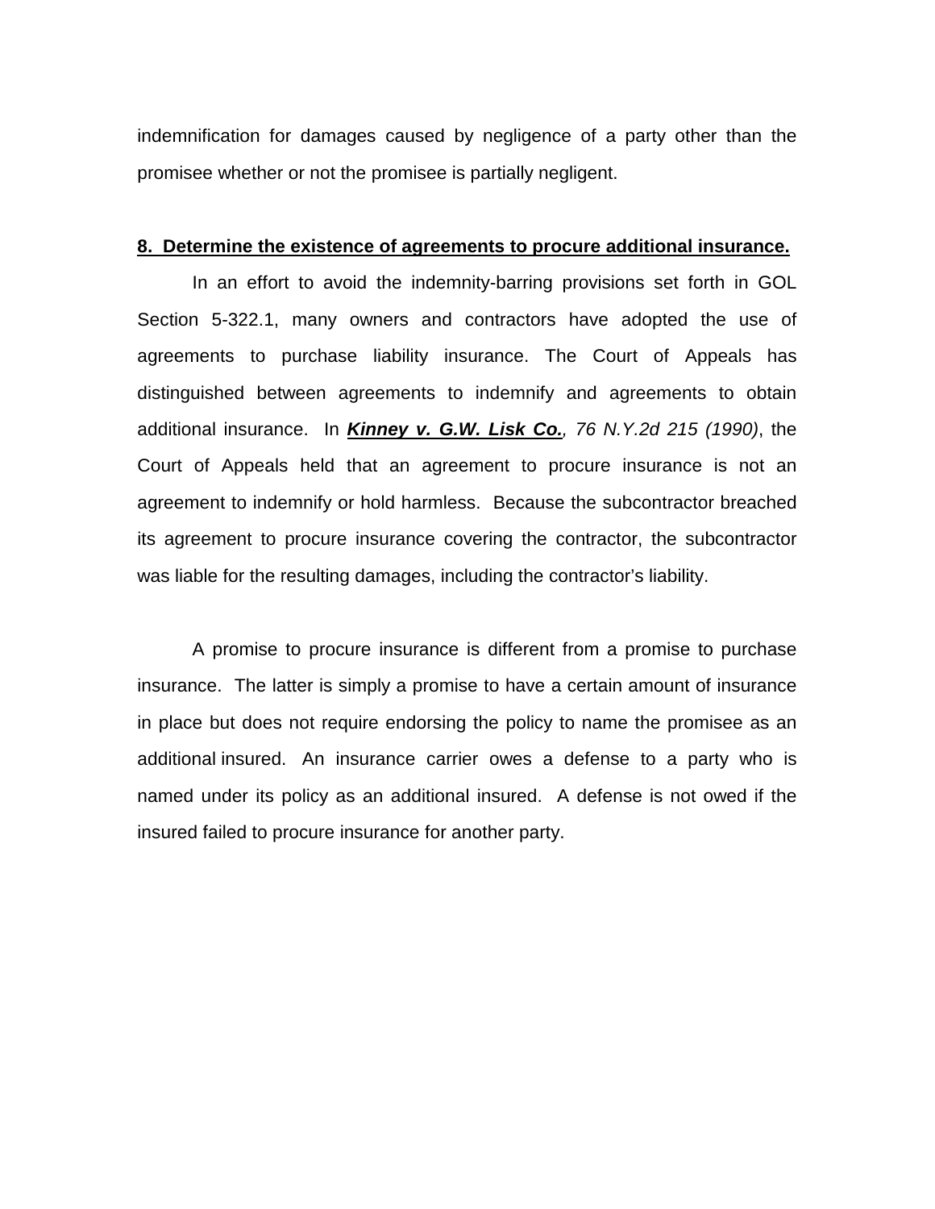indemnification for damages caused by negligence of a party other than the promisee whether or not the promisee is partially negligent.

**8. Determine the existence of agreements to procure additional insurance.**

In an effort to avoid the indemnity-barring provisions set forth in GOL Section 5-322.1, many owners and contractors have adopted the use of agreements to purchase liability insurance. The Court of Appeals has distinguished between agreements to indemnify and agreements to obtain additional insurance. In ***Kinney v. G.W. Lisk Co.****, 76 N.Y.2d 215 (1990)*, the Court of Appeals held that an agreement to procure insurance is not an agreement to indemnify or hold harmless. Because the subcontractor breached its agreement to procure insurance covering the contractor, the subcontractor was liable for the resulting damages, including the contractor's liability.

A promise to procure insurance is different from a promise to purchase insurance. The latter is simply a promise to have a certain amount of insurance in place but does not require endorsing the policy to name the promisee as an additional insured. An insurance carrier owes a defense to a party who is named under its policy as an additional insured. A defense is not owed if the insured failed to procure insurance for another party.